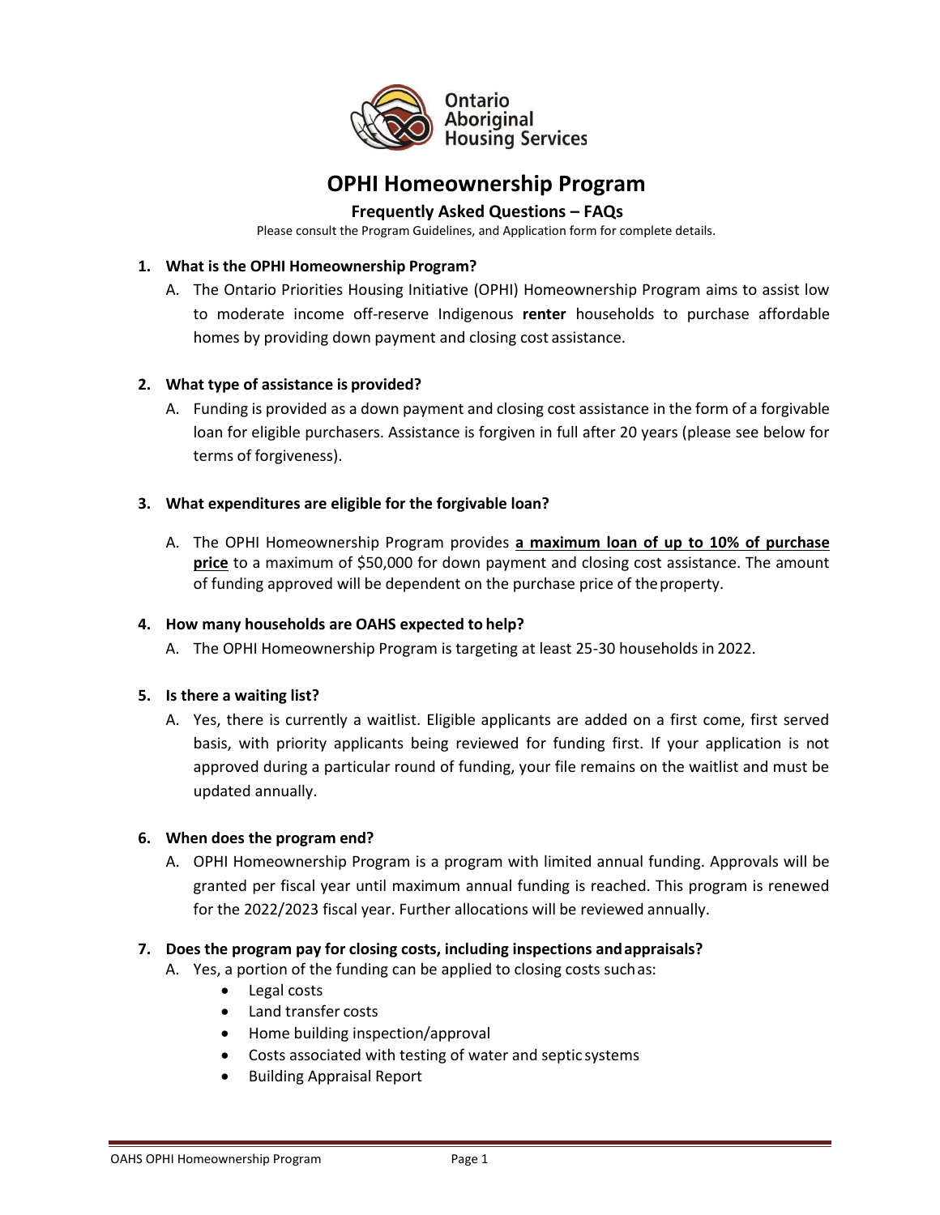Ontario Aboriginal Housing Services

# OPHI Homeownership Program

## Frequently Asked Questions – FAQs

Please consult the Program Guidelines, and Application form for complete details.

1. **What is the OPHI Homeownership Program?**
   A. The Ontario Priorities Housing Initiative (OPHI) Homeownership Program aims to assist low to moderate income off-reserve Indigenous **renter** households to purchase affordable homes by providing down payment and closing cost assistance.

2. **What type of assistance is provided?**
   A. Funding is provided as a down payment and closing cost assistance in the form of a forgivable loan for eligible purchasers. Assistance is forgiven in full after 20 years (please see below for terms of forgiveness).

3. **What expenditures are eligible for the forgivable loan?**
   A. The OPHI Homeownership Program provides **<u>a maximum loan of up to 10% of purchase price</u>** to a maximum of $50,000 for down payment and closing cost assistance. The amount of funding approved will be dependent on the purchase price of the property.

4. **How many households are OAHS expected to help?**
   A. The OPHI Homeownership Program is targeting at least 25-30 households in 2022.

5. **Is there a waiting list?**
   A. Yes, there is currently a waitlist. Eligible applicants are added on a first come, first served basis, with priority applicants being reviewed for funding first. If your application is not approved during a particular round of funding, your file remains on the waitlist and must be updated annually.

6. **When does the program end?**
   A. OPHI Homeownership Program is a program with limited annual funding. Approvals will be granted per fiscal year until maximum annual funding is reached. This program is renewed for the 2022/2023 fiscal year. Further allocations will be reviewed annually.

7. **Does the program pay for closing costs, including inspections and appraisals?**
   A. Yes, a portion of the funding can be applied to closing costs such as:
      - Legal costs
      - Land transfer costs
      - Home building inspection/approval
      - Costs associated with testing of water and septic systems
      - Building Appraisal Report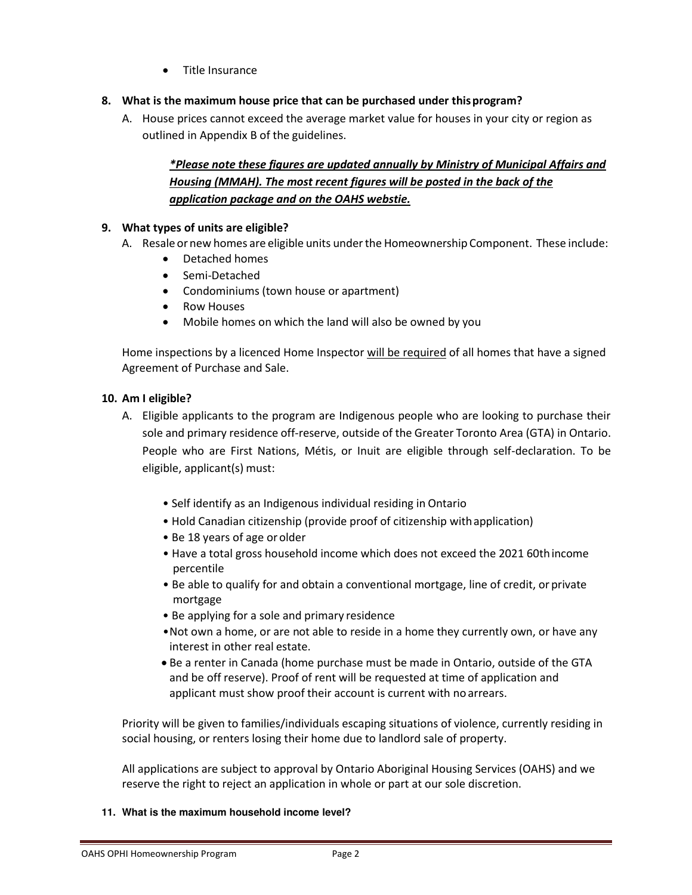- Title Insurance

**8. What is the maximum house price that can be purchased under this program?**

A. House prices cannot exceed the average market value for houses in your city or region as outlined in Appendix B of the guidelines.

> ***<u>*Please note these figures are updated annually by Ministry of Municipal Affairs and Housing (MMAH). The most recent figures will be posted in the back of the application package and on the OAHS webstie.</u>***

**9. What types of units are eligible?**

A. Resale or new homes are eligible units under the Homeownership Component. These include:

- Detached homes
- Semi-Detached
- Condominiums (town house or apartment)
- Row Houses
- Mobile homes on which the land will also be owned by you

Home inspections by a licenced Home Inspector <u>will be required</u> of all homes that have a signed Agreement of Purchase and Sale.

**10. Am I eligible?**

A. Eligible applicants to the program are Indigenous people who are looking to purchase their sole and primary residence off-reserve, outside of the Greater Toronto Area (GTA) in Ontario. People who are First Nations, Métis, or Inuit are eligible through self-declaration. To be eligible, applicant(s) must:

- Self identify as an Indigenous individual residing in Ontario
- Hold Canadian citizenship (provide proof of citizenship with application)
- Be 18 years of age or older
- Have a total gross household income which does not exceed the 2021 60th income percentile
- Be able to qualify for and obtain a conventional mortgage, line of credit, or private mortgage
- Be applying for a sole and primary residence
- Not own a home, or are not able to reside in a home they currently own, or have any interest in other real estate.
- Be a renter in Canada (home purchase must be made in Ontario, outside of the GTA and be off reserve). Proof of rent will be requested at time of application and applicant must show proof their account is current with no arrears.

Priority will be given to families/individuals escaping situations of violence, currently residing in social housing, or renters losing their home due to landlord sale of property.

All applications are subject to approval by Ontario Aboriginal Housing Services (OAHS) and we reserve the right to reject an application in whole or part at our sole discretion.

**11. What is the maximum household income level?**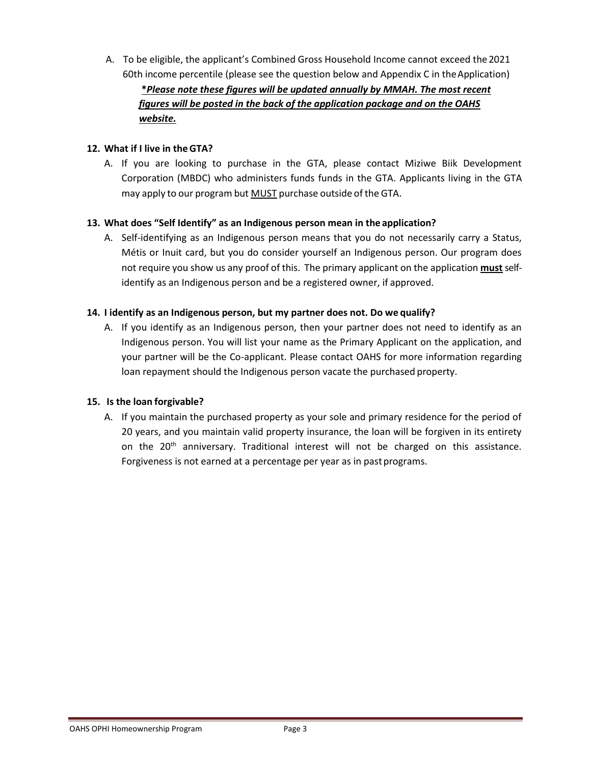A. To be eligible, the applicant's Combined Gross Household Income cannot exceed the 2021 60th income percentile (please see the question below and Appendix C in the Application)

***<u>Please note these figures will be updated annually by MMAH. The most recent figures will be posted in the back of the application package and on the OAHS website.</u>***

**12. What if I live in the GTA?**

A. If you are looking to purchase in the GTA, please contact Miziwe Biik Development Corporation (MBDC) who administers funds funds in the GTA. Applicants living in the GTA may apply to our program but <u>MUST</u> purchase outside of the GTA.

**13. What does "Self Identify" as an Indigenous person mean in the application?**

A. Self-identifying as an Indigenous person means that you do not necessarily carry a Status, Métis or Inuit card, but you do consider yourself an Indigenous person. Our program does not require you show us any proof of this. The primary applicant on the application **<u>must</u>** self-identify as an Indigenous person and be a registered owner, if approved.

**14. I identify as an Indigenous person, but my partner does not. Do we qualify?**

A. If you identify as an Indigenous person, then your partner does not need to identify as an Indigenous person. You will list your name as the Primary Applicant on the application, and your partner will be the Co-applicant. Please contact OAHS for more information regarding loan repayment should the Indigenous person vacate the purchased property.

**15. Is the loan forgivable?**

A. If you maintain the purchased property as your sole and primary residence for the period of 20 years, and you maintain valid property insurance, the loan will be forgiven in its entirety on the 20th anniversary. Traditional interest will not be charged on this assistance. Forgiveness is not earned at a percentage per year as in past programs.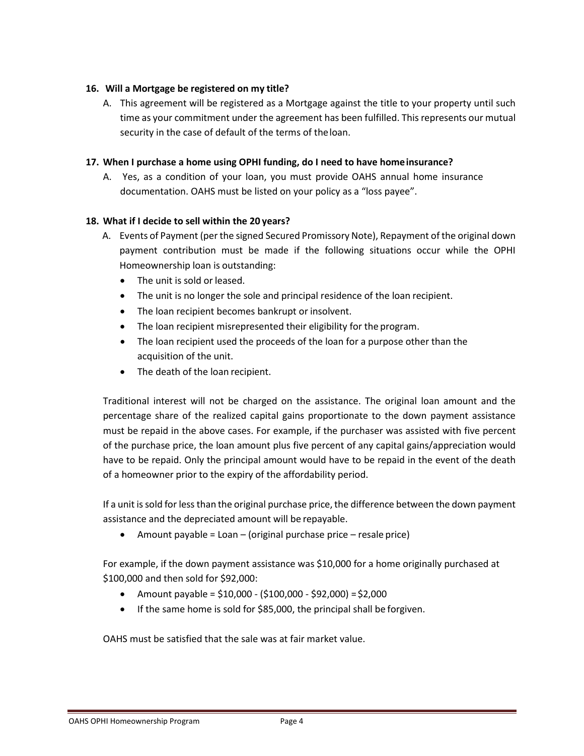**16. Will a Mortgage be registered on my title?**

A. This agreement will be registered as a Mortgage against the title to your property until such time as your commitment under the agreement has been fulfilled. This represents our mutual security in the case of default of the terms of the loan.

**17. When I purchase a home using OPHI funding, do I need to have home insurance?**

A. Yes, as a condition of your loan, you must provide OAHS annual home insurance documentation. OAHS must be listed on your policy as a "loss payee".

**18. What if I decide to sell within the 20 years?**

A. Events of Payment (per the signed Secured Promissory Note), Repayment of the original down payment contribution must be made if the following situations occur while the OPHI Homeownership loan is outstanding:

- The unit is sold or leased.
- The unit is no longer the sole and principal residence of the loan recipient.
- The loan recipient becomes bankrupt or insolvent.
- The loan recipient misrepresented their eligibility for the program.
- The loan recipient used the proceeds of the loan for a purpose other than the acquisition of the unit.
- The death of the loan recipient.

Traditional interest will not be charged on the assistance. The original loan amount and the percentage share of the realized capital gains proportionate to the down payment assistance must be repaid in the above cases. For example, if the purchaser was assisted with five percent of the purchase price, the loan amount plus five percent of any capital gains/appreciation would have to be repaid. Only the principal amount would have to be repaid in the event of the death of a homeowner prior to the expiry of the affordability period.

If a unit is sold for less than the original purchase price, the difference between the down payment assistance and the depreciated amount will be repayable.

- Amount payable = Loan – (original purchase price – resale price)

For example, if the down payment assistance was $10,000 for a home originally purchased at $100,000 and then sold for $92,000:

- Amount payable = $10,000 - ($100,000 - $92,000) = $2,000
- If the same home is sold for $85,000, the principal shall be forgiven.

OAHS must be satisfied that the sale was at fair market value.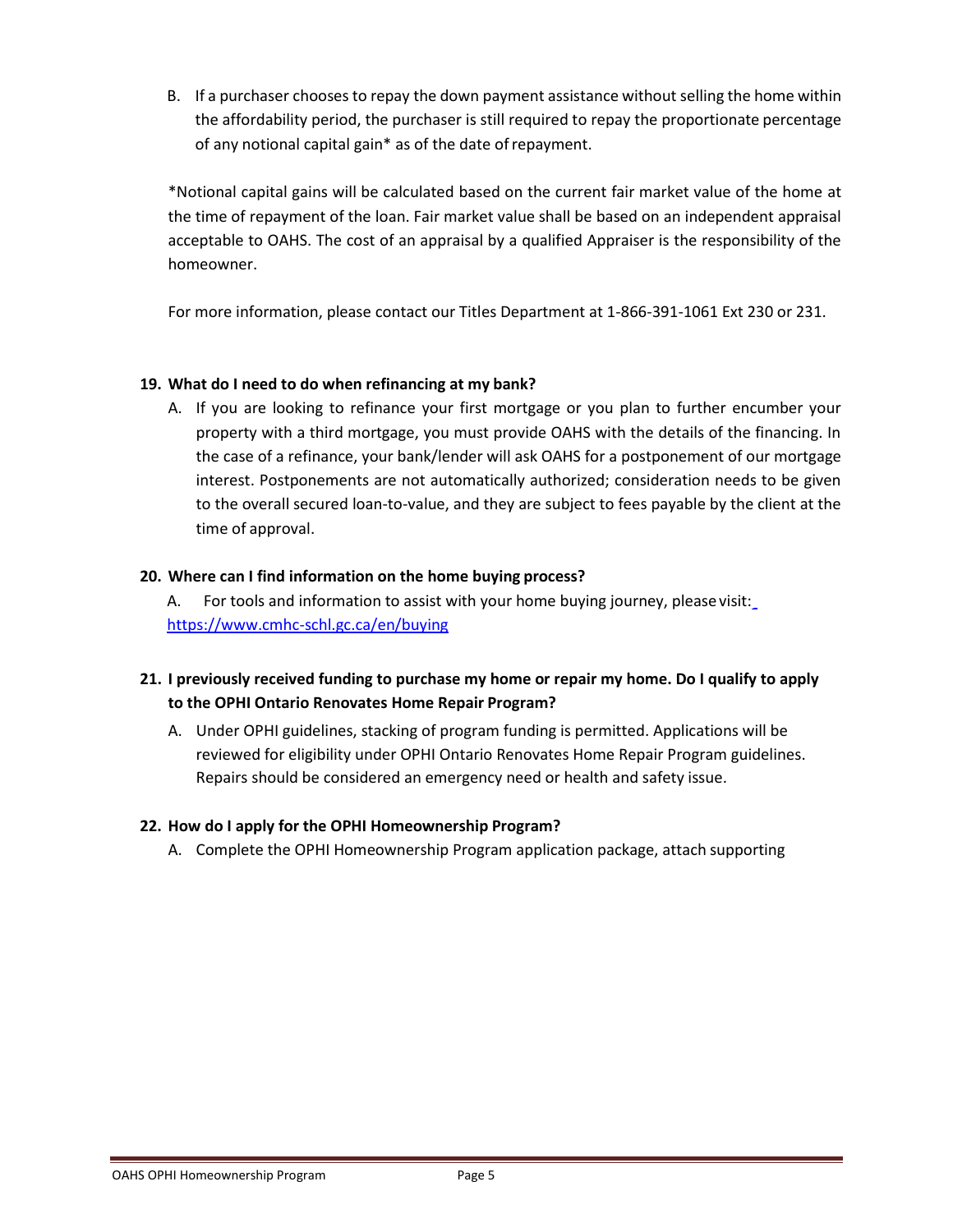B. If a purchaser chooses to repay the down payment assistance without selling the home within the affordability period, the purchaser is still required to repay the proportionate percentage of any notional capital gain* as of the date of repayment.

*Notional capital gains will be calculated based on the current fair market value of the home at the time of repayment of the loan. Fair market value shall be based on an independent appraisal acceptable to OAHS. The cost of an appraisal by a qualified Appraiser is the responsibility of the homeowner.

For more information, please contact our Titles Department at 1-866-391-1061 Ext 230 or 231.

**19. What do I need to do when refinancing at my bank?**

A. If you are looking to refinance your first mortgage or you plan to further encumber your property with a third mortgage, you must provide OAHS with the details of the financing. In the case of a refinance, your bank/lender will ask OAHS for a postponement of our mortgage interest. Postponements are not automatically authorized; consideration needs to be given to the overall secured loan-to-value, and they are subject to fees payable by the client at the time of approval.

**20. Where can I find information on the home buying process?**

A. For tools and information to assist with your home buying journey, please visit: https://www.cmhc-schl.gc.ca/en/buying

**21. I previously received funding to purchase my home or repair my home. Do I qualify to apply to the OPHI Ontario Renovates Home Repair Program?**

A. Under OPHI guidelines, stacking of program funding is permitted. Applications will be reviewed for eligibility under OPHI Ontario Renovates Home Repair Program guidelines. Repairs should be considered an emergency need or health and safety issue.

**22. How do I apply for the OPHI Homeownership Program?**

A. Complete the OPHI Homeownership Program application package, attach supporting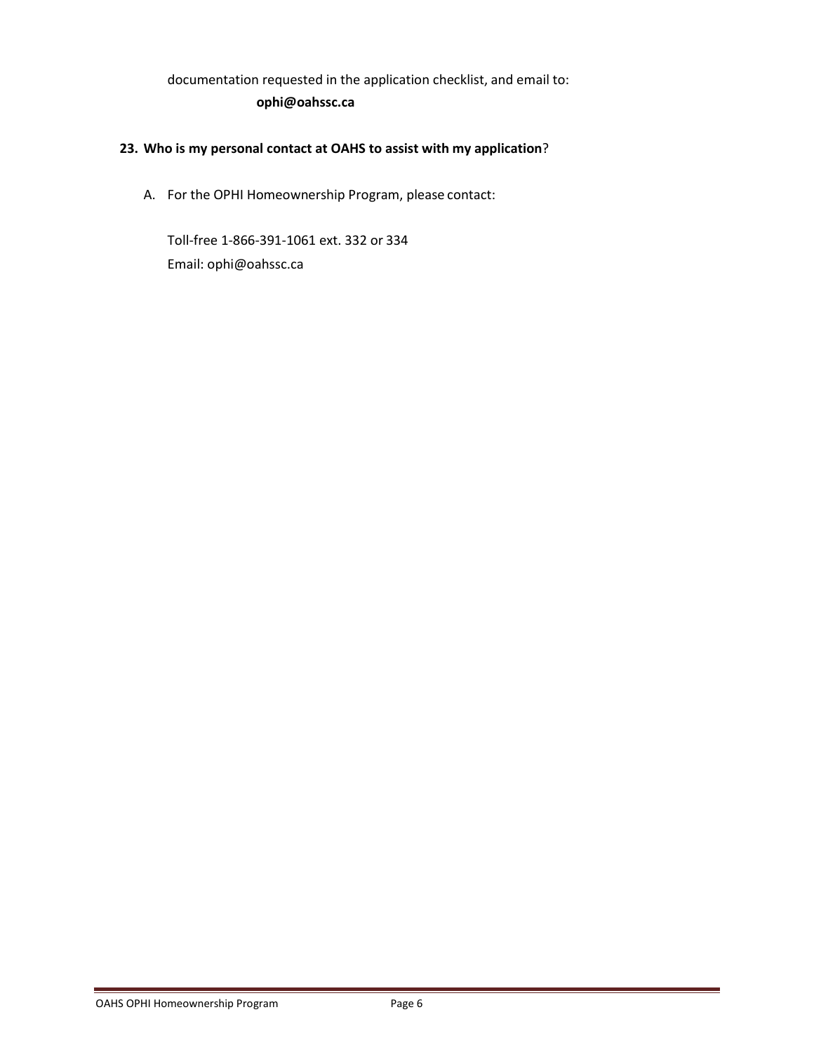documentation requested in the application checklist, and email to:

**ophi@oahssc.ca**

**23. Who is my personal contact at OAHS to assist with my application**?

A. For the OPHI Homeownership Program, please contact:

Toll-free 1-866-391-1061 ext. 332 or 334
Email: ophi@oahssc.ca